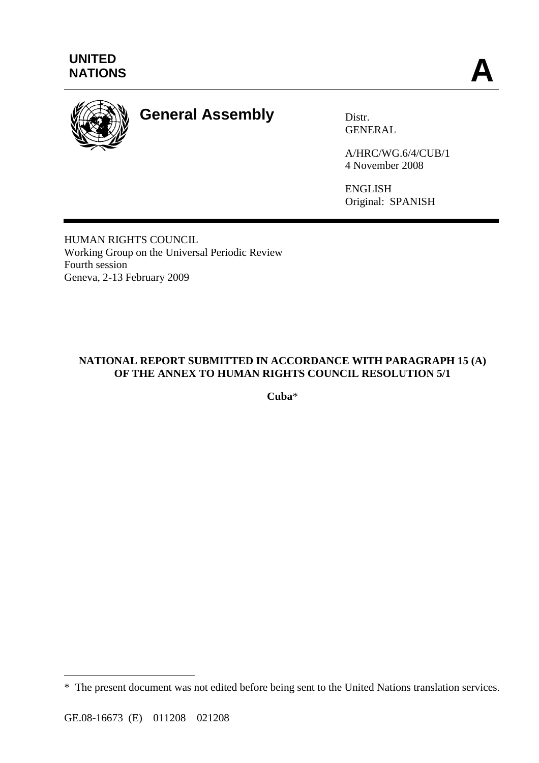UNITED NATIONS

**A**

# General Assembly

Distr.
GENERAL

A/HRC/WG.6/4/CUB/1
4 November 2008

ENGLISH
Original: SPANISH

HUMAN RIGHTS COUNCIL
Working Group on the Universal Periodic Review
Fourth session
Geneva, 2-13 February 2009

**NATIONAL REPORT SUBMITTED IN ACCORDANCE WITH PARAGRAPH 15 (A) OF THE ANNEX TO HUMAN RIGHTS COUNCIL RESOLUTION 5/1**

**Cuba***

---

* The present document was not edited before being sent to the United Nations translation services.

GE.08-16673 (E) 011208 021208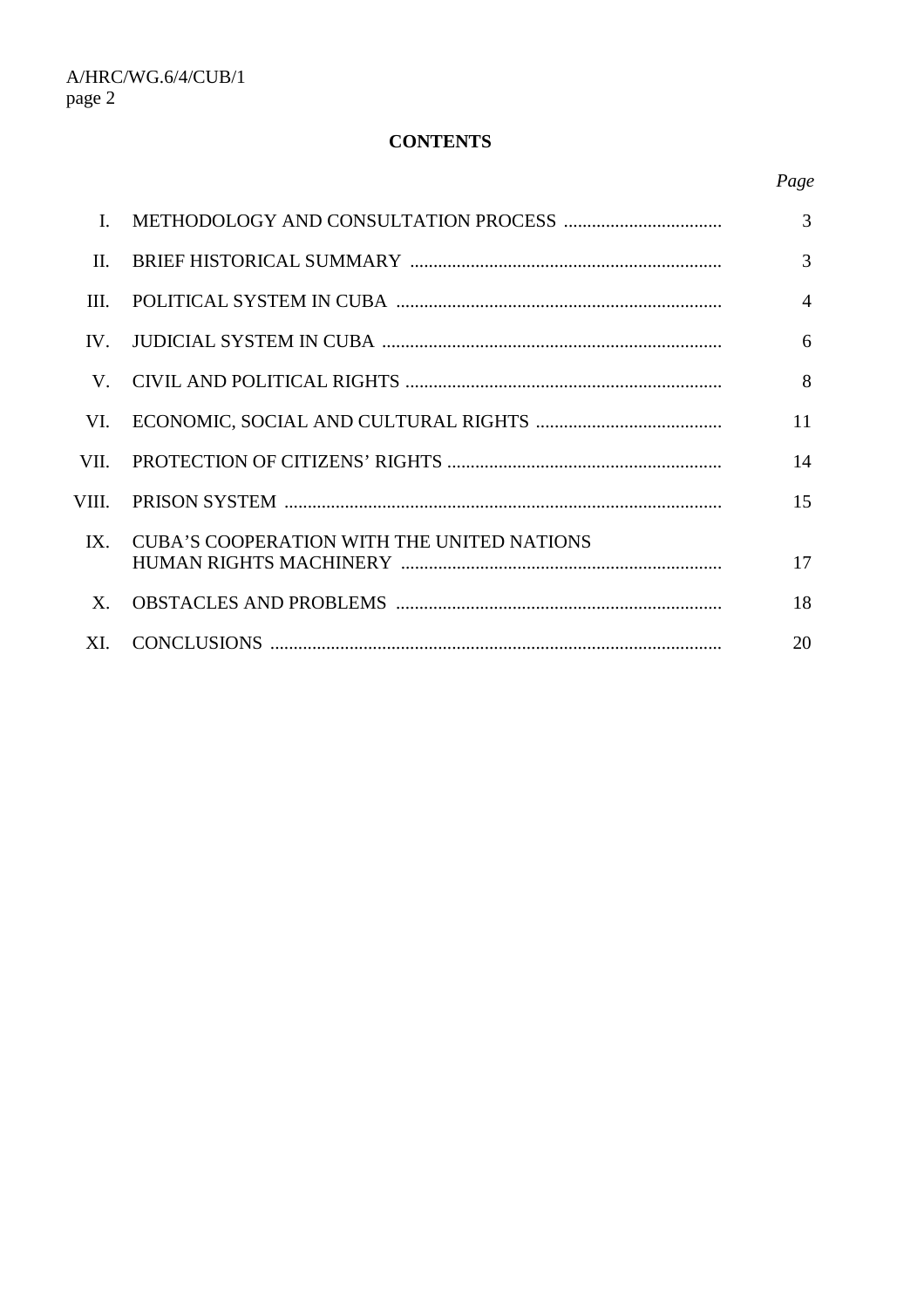**CONTENTS**

| | | *Page* |
|---|---|---|
| I. | METHODOLOGY AND CONSULTATION PROCESS | 3 |
| II. | BRIEF HISTORICAL SUMMARY | 3 |
| III. | POLITICAL SYSTEM IN CUBA | 4 |
| IV. | JUDICIAL SYSTEM IN CUBA | 6 |
| V. | CIVIL AND POLITICAL RIGHTS | 8 |
| VI. | ECONOMIC, SOCIAL AND CULTURAL RIGHTS | 11 |
| VII. | PROTECTION OF CITIZENS' RIGHTS | 14 |
| VIII. | PRISON SYSTEM | 15 |
| IX. | CUBA'S COOPERATION WITH THE UNITED NATIONS HUMAN RIGHTS MACHINERY | 17 |
| X. | OBSTACLES AND PROBLEMS | 18 |
| XI. | CONCLUSIONS | 20 |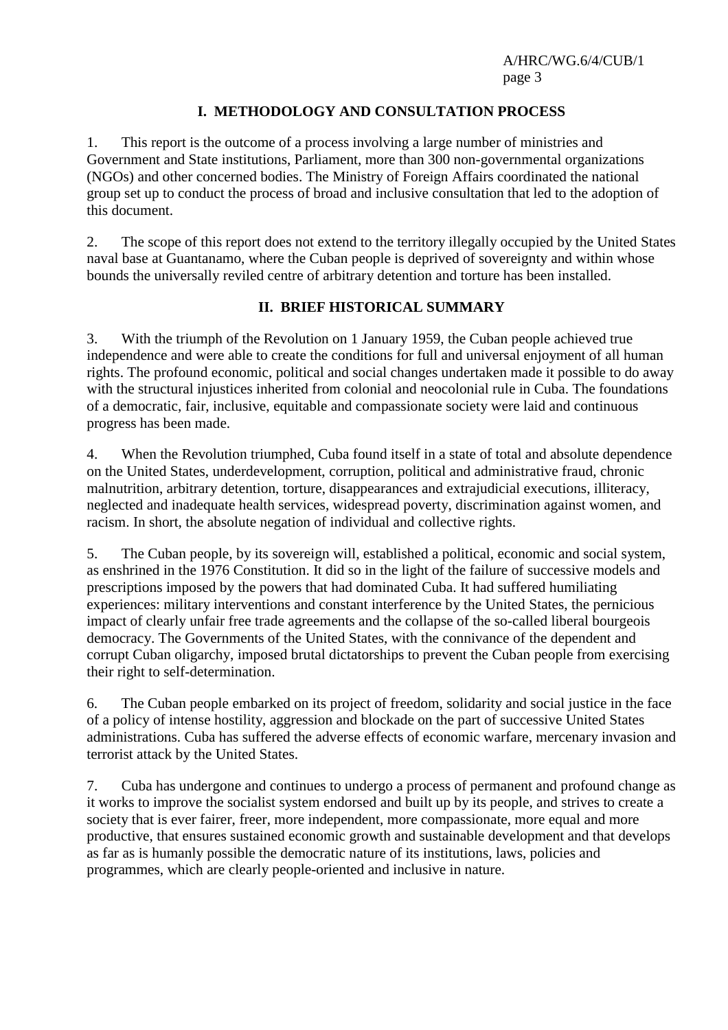## I. METHODOLOGY AND CONSULTATION PROCESS

1. This report is the outcome of a process involving a large number of ministries and Government and State institutions, Parliament, more than 300 non-governmental organizations (NGOs) and other concerned bodies. The Ministry of Foreign Affairs coordinated the national group set up to conduct the process of broad and inclusive consultation that led to the adoption of this document.

2. The scope of this report does not extend to the territory illegally occupied by the United States naval base at Guantanamo, where the Cuban people is deprived of sovereignty and within whose bounds the universally reviled centre of arbitrary detention and torture has been installed.

## II. BRIEF HISTORICAL SUMMARY

3. With the triumph of the Revolution on 1 January 1959, the Cuban people achieved true independence and were able to create the conditions for full and universal enjoyment of all human rights. The profound economic, political and social changes undertaken made it possible to do away with the structural injustices inherited from colonial and neocolonial rule in Cuba. The foundations of a democratic, fair, inclusive, equitable and compassionate society were laid and continuous progress has been made.

4. When the Revolution triumphed, Cuba found itself in a state of total and absolute dependence on the United States, underdevelopment, corruption, political and administrative fraud, chronic malnutrition, arbitrary detention, torture, disappearances and extrajudicial executions, illiteracy, neglected and inadequate health services, widespread poverty, discrimination against women, and racism. In short, the absolute negation of individual and collective rights.

5. The Cuban people, by its sovereign will, established a political, economic and social system, as enshrined in the 1976 Constitution. It did so in the light of the failure of successive models and prescriptions imposed by the powers that had dominated Cuba. It had suffered humiliating experiences: military interventions and constant interference by the United States, the pernicious impact of clearly unfair free trade agreements and the collapse of the so-called liberal bourgeois democracy. The Governments of the United States, with the connivance of the dependent and corrupt Cuban oligarchy, imposed brutal dictatorships to prevent the Cuban people from exercising their right to self-determination.

6. The Cuban people embarked on its project of freedom, solidarity and social justice in the face of a policy of intense hostility, aggression and blockade on the part of successive United States administrations. Cuba has suffered the adverse effects of economic warfare, mercenary invasion and terrorist attack by the United States.

7. Cuba has undergone and continues to undergo a process of permanent and profound change as it works to improve the socialist system endorsed and built up by its people, and strives to create a society that is ever fairer, freer, more independent, more compassionate, more equal and more productive, that ensures sustained economic growth and sustainable development and that develops as far as is humanly possible the democratic nature of its institutions, laws, policies and programmes, which are clearly people-oriented and inclusive in nature.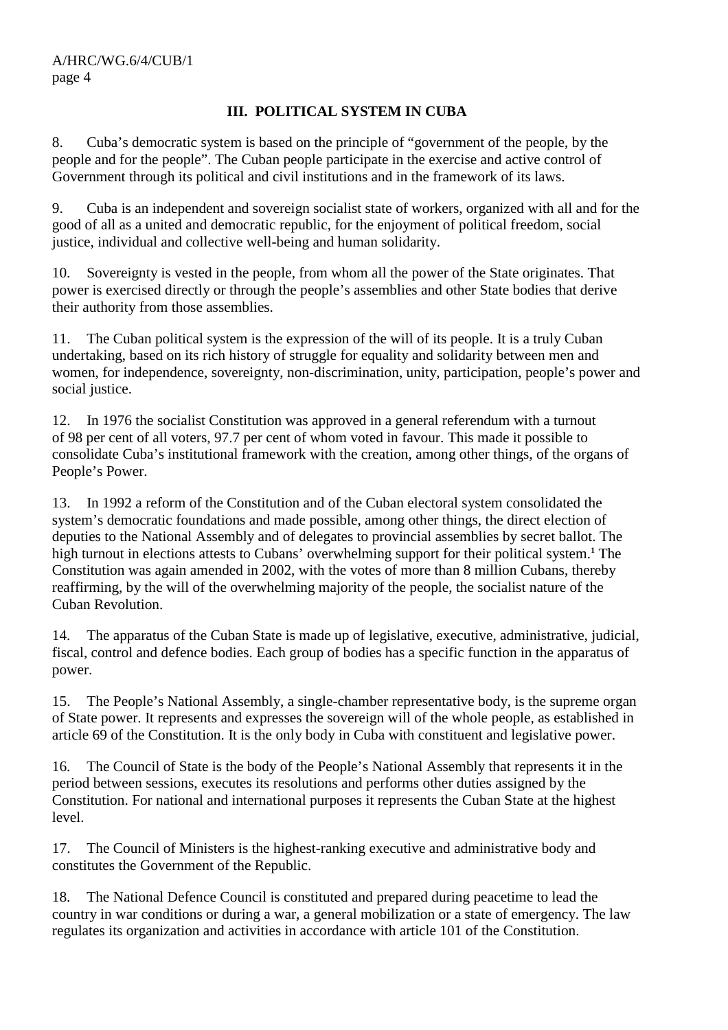## III. POLITICAL SYSTEM IN CUBA

8. Cuba's democratic system is based on the principle of "government of the people, by the people and for the people". The Cuban people participate in the exercise and active control of Government through its political and civil institutions and in the framework of its laws.

9. Cuba is an independent and sovereign socialist state of workers, organized with all and for the good of all as a united and democratic republic, for the enjoyment of political freedom, social justice, individual and collective well-being and human solidarity.

10. Sovereignty is vested in the people, from whom all the power of the State originates. That power is exercised directly or through the people's assemblies and other State bodies that derive their authority from those assemblies.

11. The Cuban political system is the expression of the will of its people. It is a truly Cuban undertaking, based on its rich history of struggle for equality and solidarity between men and women, for independence, sovereignty, non-discrimination, unity, participation, people's power and social justice.

12. In 1976 the socialist Constitution was approved in a general referendum with a turnout of 98 per cent of all voters, 97.7 per cent of whom voted in favour. This made it possible to consolidate Cuba's institutional framework with the creation, among other things, of the organs of People's Power.

13. In 1992 a reform of the Constitution and of the Cuban electoral system consolidated the system's democratic foundations and made possible, among other things, the direct election of deputies to the National Assembly and of delegates to provincial assemblies by secret ballot. The high turnout in elections attests to Cubans' overwhelming support for their political system.[1] The Constitution was again amended in 2002, with the votes of more than 8 million Cubans, thereby reaffirming, by the will of the overwhelming majority of the people, the socialist nature of the Cuban Revolution.

14. The apparatus of the Cuban State is made up of legislative, executive, administrative, judicial, fiscal, control and defence bodies. Each group of bodies has a specific function in the apparatus of power.

15. The People's National Assembly, a single-chamber representative body, is the supreme organ of State power. It represents and expresses the sovereign will of the whole people, as established in article 69 of the Constitution. It is the only body in Cuba with constituent and legislative power.

16. The Council of State is the body of the People's National Assembly that represents it in the period between sessions, executes its resolutions and performs other duties assigned by the Constitution. For national and international purposes it represents the Cuban State at the highest level.

17. The Council of Ministers is the highest-ranking executive and administrative body and constitutes the Government of the Republic.

18. The National Defence Council is constituted and prepared during peacetime to lead the country in war conditions or during a war, a general mobilization or a state of emergency. The law regulates its organization and activities in accordance with article 101 of the Constitution.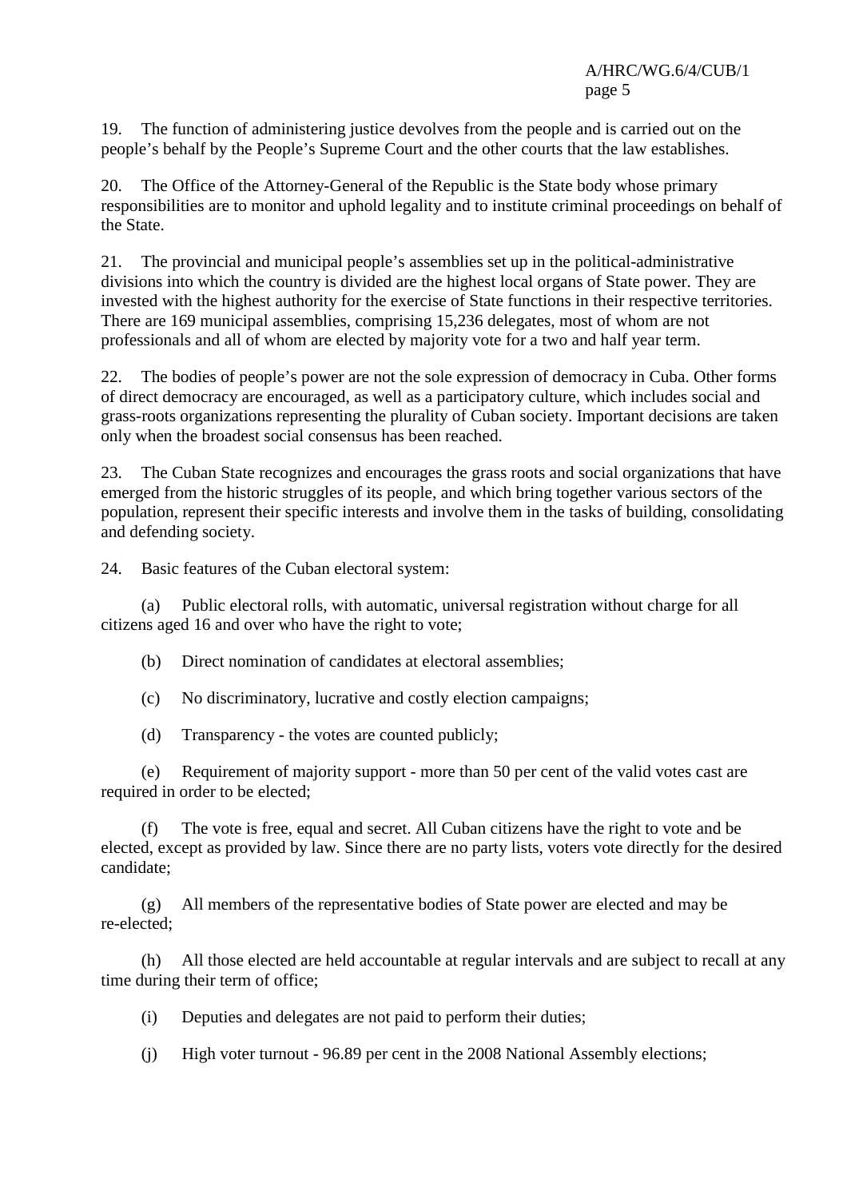19. The function of administering justice devolves from the people and is carried out on the people's behalf by the People's Supreme Court and the other courts that the law establishes.

20. The Office of the Attorney-General of the Republic is the State body whose primary responsibilities are to monitor and uphold legality and to institute criminal proceedings on behalf of the State.

21. The provincial and municipal people's assemblies set up in the political-administrative divisions into which the country is divided are the highest local organs of State power. They are invested with the highest authority for the exercise of State functions in their respective territories. There are 169 municipal assemblies, comprising 15,236 delegates, most of whom are not professionals and all of whom are elected by majority vote for a two and half year term.

22. The bodies of people's power are not the sole expression of democracy in Cuba. Other forms of direct democracy are encouraged, as well as a participatory culture, which includes social and grass-roots organizations representing the plurality of Cuban society. Important decisions are taken only when the broadest social consensus has been reached.

23. The Cuban State recognizes and encourages the grass roots and social organizations that have emerged from the historic struggles of its people, and which bring together various sectors of the population, represent their specific interests and involve them in the tasks of building, consolidating and defending society.

24. Basic features of the Cuban electoral system:

(a) Public electoral rolls, with automatic, universal registration without charge for all citizens aged 16 and over who have the right to vote;

(b) Direct nomination of candidates at electoral assemblies;

(c) No discriminatory, lucrative and costly election campaigns;

(d) Transparency - the votes are counted publicly;

(e) Requirement of majority support - more than 50 per cent of the valid votes cast are required in order to be elected;

(f) The vote is free, equal and secret. All Cuban citizens have the right to vote and be elected, except as provided by law. Since there are no party lists, voters vote directly for the desired candidate;

(g) All members of the representative bodies of State power are elected and may be re-elected;

(h) All those elected are held accountable at regular intervals and are subject to recall at any time during their term of office;

(i) Deputies and delegates are not paid to perform their duties;

(j) High voter turnout - 96.89 per cent in the 2008 National Assembly elections;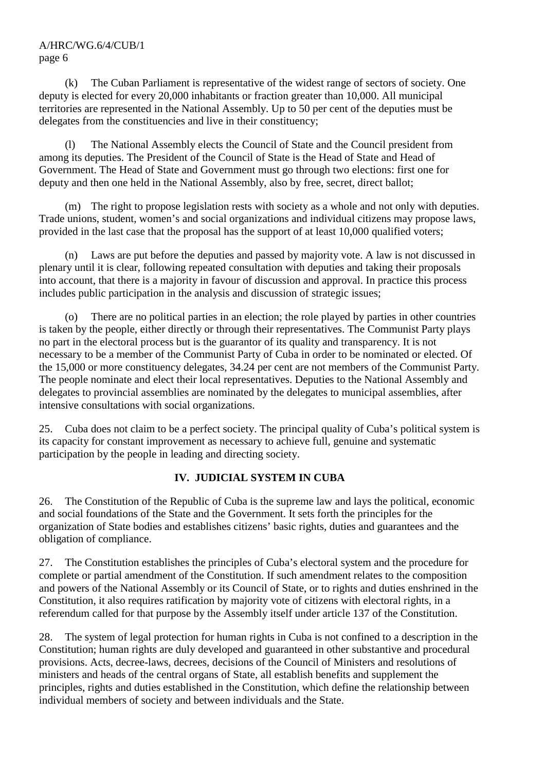(k) The Cuban Parliament is representative of the widest range of sectors of society. One deputy is elected for every 20,000 inhabitants or fraction greater than 10,000. All municipal territories are represented in the National Assembly. Up to 50 per cent of the deputies must be delegates from the constituencies and live in their constituency;

(l) The National Assembly elects the Council of State and the Council president from among its deputies. The President of the Council of State is the Head of State and Head of Government. The Head of State and Government must go through two elections: first one for deputy and then one held in the National Assembly, also by free, secret, direct ballot;

(m) The right to propose legislation rests with society as a whole and not only with deputies. Trade unions, student, women's and social organizations and individual citizens may propose laws, provided in the last case that the proposal has the support of at least 10,000 qualified voters;

(n) Laws are put before the deputies and passed by majority vote. A law is not discussed in plenary until it is clear, following repeated consultation with deputies and taking their proposals into account, that there is a majority in favour of discussion and approval. In practice this process includes public participation in the analysis and discussion of strategic issues;

(o) There are no political parties in an election; the role played by parties in other countries is taken by the people, either directly or through their representatives. The Communist Party plays no part in the electoral process but is the guarantor of its quality and transparency. It is not necessary to be a member of the Communist Party of Cuba in order to be nominated or elected. Of the 15,000 or more constituency delegates, 34.24 per cent are not members of the Communist Party. The people nominate and elect their local representatives. Deputies to the National Assembly and delegates to provincial assemblies are nominated by the delegates to municipal assemblies, after intensive consultations with social organizations.

25. Cuba does not claim to be a perfect society. The principal quality of Cuba's political system is its capacity for constant improvement as necessary to achieve full, genuine and systematic participation by the people in leading and directing society.

## IV. JUDICIAL SYSTEM IN CUBA

26. The Constitution of the Republic of Cuba is the supreme law and lays the political, economic and social foundations of the State and the Government. It sets forth the principles for the organization of State bodies and establishes citizens' basic rights, duties and guarantees and the obligation of compliance.

27. The Constitution establishes the principles of Cuba's electoral system and the procedure for complete or partial amendment of the Constitution. If such amendment relates to the composition and powers of the National Assembly or its Council of State, or to rights and duties enshrined in the Constitution, it also requires ratification by majority vote of citizens with electoral rights, in a referendum called for that purpose by the Assembly itself under article 137 of the Constitution.

28. The system of legal protection for human rights in Cuba is not confined to a description in the Constitution; human rights are duly developed and guaranteed in other substantive and procedural provisions. Acts, decree-laws, decrees, decisions of the Council of Ministers and resolutions of ministers and heads of the central organs of State, all establish benefits and supplement the principles, rights and duties established in the Constitution, which define the relationship between individual members of society and between individuals and the State.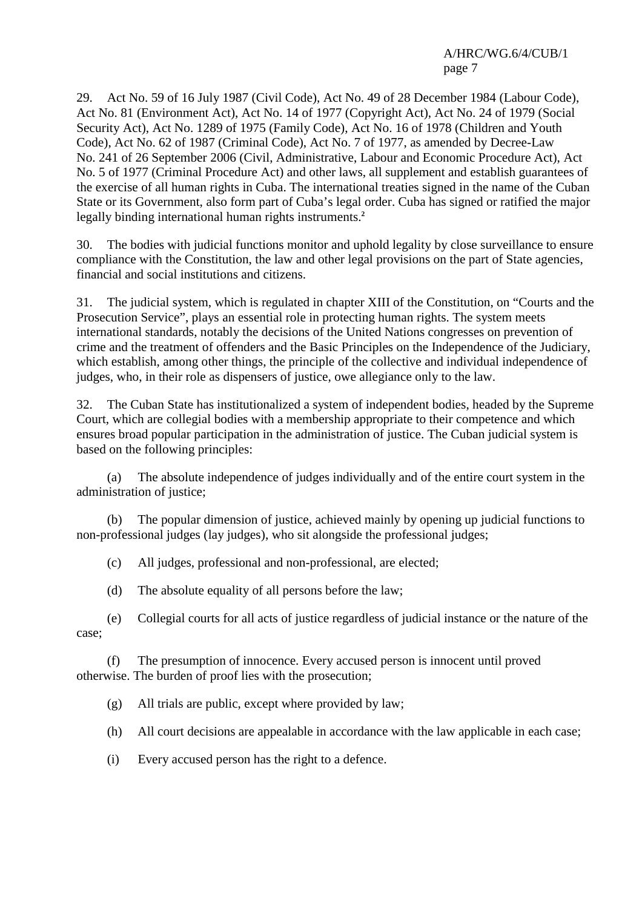29. Act No. 59 of 16 July 1987 (Civil Code), Act No. 49 of 28 December 1984 (Labour Code), Act No. 81 (Environment Act), Act No. 14 of 1977 (Copyright Act), Act No. 24 of 1979 (Social Security Act), Act No. 1289 of 1975 (Family Code), Act No. 16 of 1978 (Children and Youth Code), Act No. 62 of 1987 (Criminal Code), Act No. 7 of 1977, as amended by Decree-Law No. 241 of 26 September 2006 (Civil, Administrative, Labour and Economic Procedure Act), Act No. 5 of 1977 (Criminal Procedure Act) and other laws, all supplement and establish guarantees of the exercise of all human rights in Cuba. The international treaties signed in the name of the Cuban State or its Government, also form part of Cuba's legal order. Cuba has signed or ratified the major legally binding international human rights instruments.[2]

30. The bodies with judicial functions monitor and uphold legality by close surveillance to ensure compliance with the Constitution, the law and other legal provisions on the part of State agencies, financial and social institutions and citizens.

31. The judicial system, which is regulated in chapter XIII of the Constitution, on "Courts and the Prosecution Service", plays an essential role in protecting human rights. The system meets international standards, notably the decisions of the United Nations congresses on prevention of crime and the treatment of offenders and the Basic Principles on the Independence of the Judiciary, which establish, among other things, the principle of the collective and individual independence of judges, who, in their role as dispensers of justice, owe allegiance only to the law.

32. The Cuban State has institutionalized a system of independent bodies, headed by the Supreme Court, which are collegial bodies with a membership appropriate to their competence and which ensures broad popular participation in the administration of justice. The Cuban judicial system is based on the following principles:

(a) The absolute independence of judges individually and of the entire court system in the administration of justice;

(b) The popular dimension of justice, achieved mainly by opening up judicial functions to non-professional judges (lay judges), who sit alongside the professional judges;

(c) All judges, professional and non-professional, are elected;

(d) The absolute equality of all persons before the law;

(e) Collegial courts for all acts of justice regardless of judicial instance or the nature of the case;

(f) The presumption of innocence. Every accused person is innocent until proved otherwise. The burden of proof lies with the prosecution;

(g) All trials are public, except where provided by law;

(h) All court decisions are appealable in accordance with the law applicable in each case;

(i) Every accused person has the right to a defence.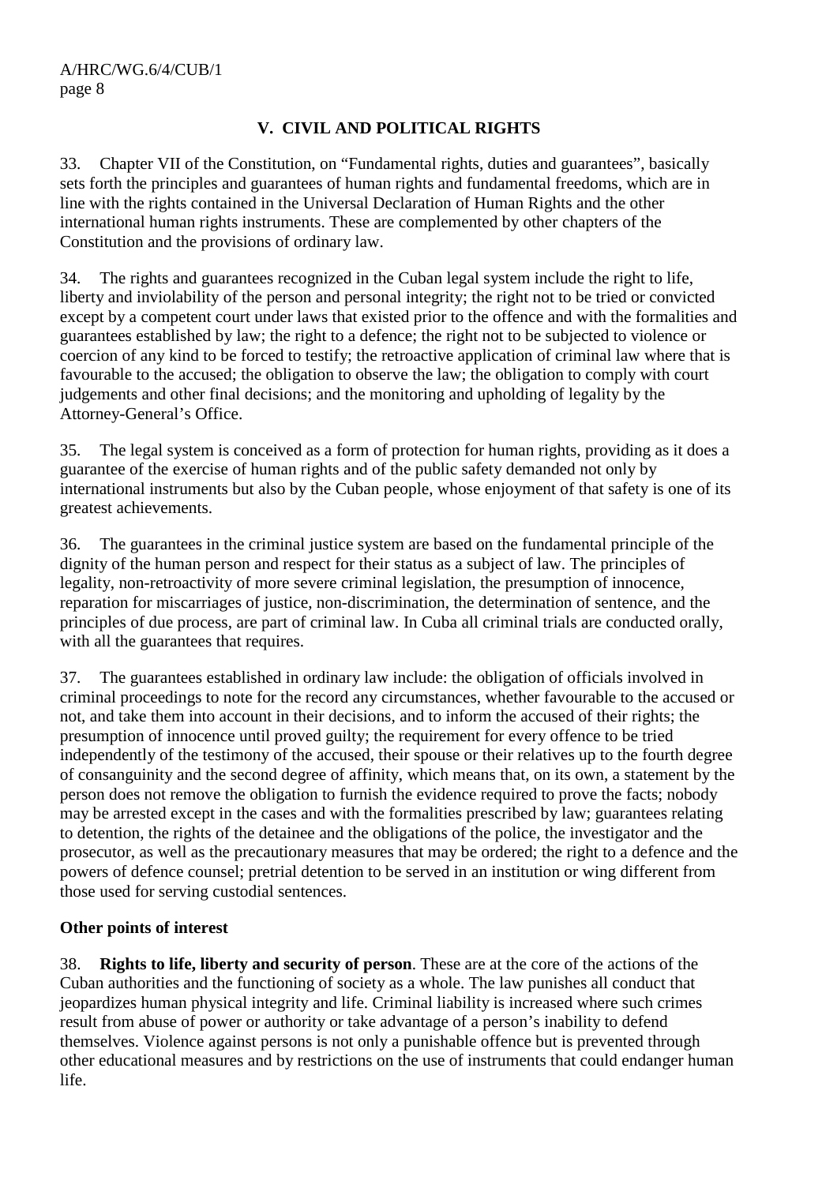## V. CIVIL AND POLITICAL RIGHTS

33. Chapter VII of the Constitution, on "Fundamental rights, duties and guarantees", basically sets forth the principles and guarantees of human rights and fundamental freedoms, which are in line with the rights contained in the Universal Declaration of Human Rights and the other international human rights instruments. These are complemented by other chapters of the Constitution and the provisions of ordinary law.

34. The rights and guarantees recognized in the Cuban legal system include the right to life, liberty and inviolability of the person and personal integrity; the right not to be tried or convicted except by a competent court under laws that existed prior to the offence and with the formalities and guarantees established by law; the right to a defence; the right not to be subjected to violence or coercion of any kind to be forced to testify; the retroactive application of criminal law where that is favourable to the accused; the obligation to observe the law; the obligation to comply with court judgements and other final decisions; and the monitoring and upholding of legality by the Attorney-General's Office.

35. The legal system is conceived as a form of protection for human rights, providing as it does a guarantee of the exercise of human rights and of the public safety demanded not only by international instruments but also by the Cuban people, whose enjoyment of that safety is one of its greatest achievements.

36. The guarantees in the criminal justice system are based on the fundamental principle of the dignity of the human person and respect for their status as a subject of law. The principles of legality, non-retroactivity of more severe criminal legislation, the presumption of innocence, reparation for miscarriages of justice, non-discrimination, the determination of sentence, and the principles of due process, are part of criminal law. In Cuba all criminal trials are conducted orally, with all the guarantees that requires.

37. The guarantees established in ordinary law include: the obligation of officials involved in criminal proceedings to note for the record any circumstances, whether favourable to the accused or not, and take them into account in their decisions, and to inform the accused of their rights; the presumption of innocence until proved guilty; the requirement for every offence to be tried independently of the testimony of the accused, their spouse or their relatives up to the fourth degree of consanguinity and the second degree of affinity, which means that, on its own, a statement by the person does not remove the obligation to furnish the evidence required to prove the facts; nobody may be arrested except in the cases and with the formalities prescribed by law; guarantees relating to detention, the rights of the detainee and the obligations of the police, the investigator and the prosecutor, as well as the precautionary measures that may be ordered; the right to a defence and the powers of defence counsel; pretrial detention to be served in an institution or wing different from those used for serving custodial sentences.

**Other points of interest**

38. **Rights to life, liberty and security of person**. These are at the core of the actions of the Cuban authorities and the functioning of society as a whole. The law punishes all conduct that jeopardizes human physical integrity and life. Criminal liability is increased where such crimes result from abuse of power or authority or take advantage of a person's inability to defend themselves. Violence against persons is not only a punishable offence but is prevented through other educational measures and by restrictions on the use of instruments that could endanger human life.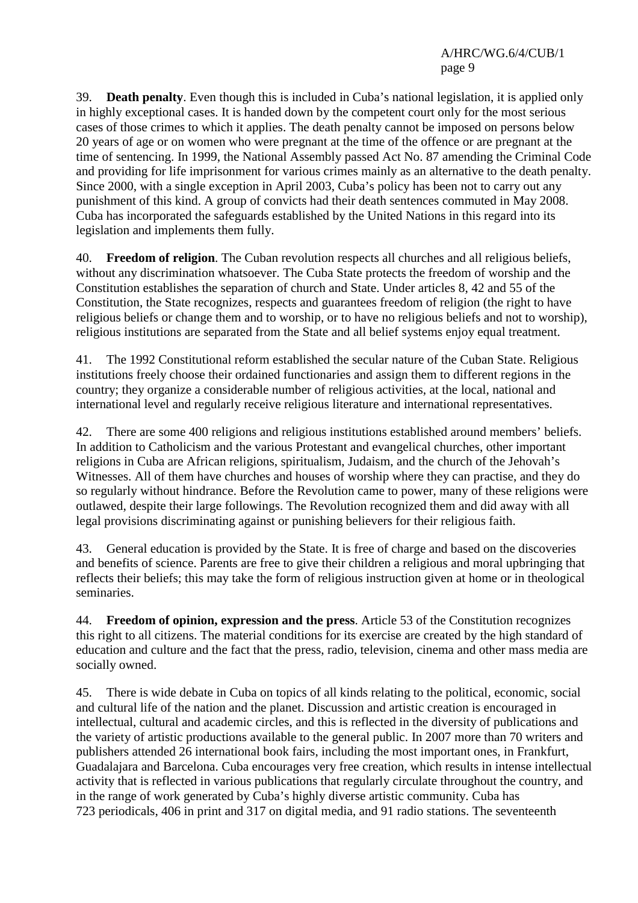39. **Death penalty**. Even though this is included in Cuba's national legislation, it is applied only in highly exceptional cases. It is handed down by the competent court only for the most serious cases of those crimes to which it applies. The death penalty cannot be imposed on persons below 20 years of age or on women who were pregnant at the time of the offence or are pregnant at the time of sentencing. In 1999, the National Assembly passed Act No. 87 amending the Criminal Code and providing for life imprisonment for various crimes mainly as an alternative to the death penalty. Since 2000, with a single exception in April 2003, Cuba's policy has been not to carry out any punishment of this kind. A group of convicts had their death sentences commuted in May 2008. Cuba has incorporated the safeguards established by the United Nations in this regard into its legislation and implements them fully.

40. **Freedom of religion**. The Cuban revolution respects all churches and all religious beliefs, without any discrimination whatsoever. The Cuba State protects the freedom of worship and the Constitution establishes the separation of church and State. Under articles 8, 42 and 55 of the Constitution, the State recognizes, respects and guarantees freedom of religion (the right to have religious beliefs or change them and to worship, or to have no religious beliefs and not to worship), religious institutions are separated from the State and all belief systems enjoy equal treatment.

41. The 1992 Constitutional reform established the secular nature of the Cuban State. Religious institutions freely choose their ordained functionaries and assign them to different regions in the country; they organize a considerable number of religious activities, at the local, national and international level and regularly receive religious literature and international representatives.

42. There are some 400 religions and religious institutions established around members' beliefs. In addition to Catholicism and the various Protestant and evangelical churches, other important religions in Cuba are African religions, spiritualism, Judaism, and the church of the Jehovah's Witnesses. All of them have churches and houses of worship where they can practise, and they do so regularly without hindrance. Before the Revolution came to power, many of these religions were outlawed, despite their large followings. The Revolution recognized them and did away with all legal provisions discriminating against or punishing believers for their religious faith.

43. General education is provided by the State. It is free of charge and based on the discoveries and benefits of science. Parents are free to give their children a religious and moral upbringing that reflects their beliefs; this may take the form of religious instruction given at home or in theological seminaries.

44. **Freedom of opinion, expression and the press**. Article 53 of the Constitution recognizes this right to all citizens. The material conditions for its exercise are created by the high standard of education and culture and the fact that the press, radio, television, cinema and other mass media are socially owned.

45. There is wide debate in Cuba on topics of all kinds relating to the political, economic, social and cultural life of the nation and the planet. Discussion and artistic creation is encouraged in intellectual, cultural and academic circles, and this is reflected in the diversity of publications and the variety of artistic productions available to the general public. In 2007 more than 70 writers and publishers attended 26 international book fairs, including the most important ones, in Frankfurt, Guadalajara and Barcelona. Cuba encourages very free creation, which results in intense intellectual activity that is reflected in various publications that regularly circulate throughout the country, and in the range of work generated by Cuba's highly diverse artistic community. Cuba has 723 periodicals, 406 in print and 317 on digital media, and 91 radio stations. The seventeenth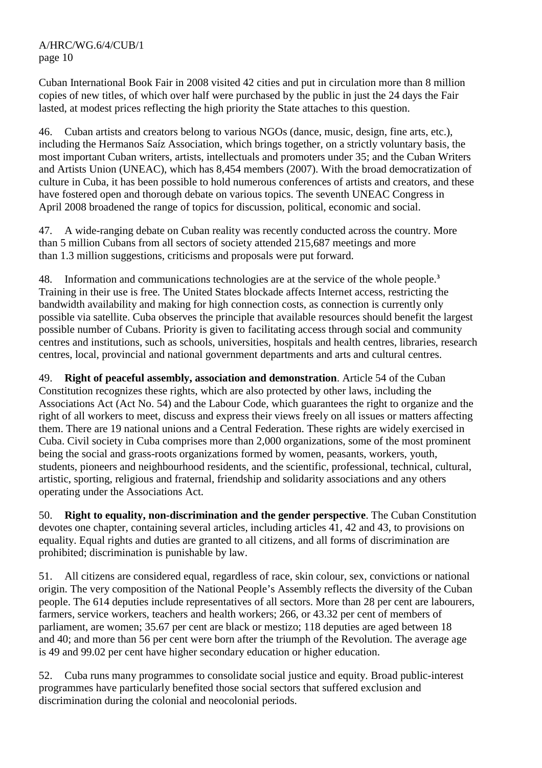Cuban International Book Fair in 2008 visited 42 cities and put in circulation more than 8 million copies of new titles, of which over half were purchased by the public in just the 24 days the Fair lasted, at modest prices reflecting the high priority the State attaches to this question.

46. Cuban artists and creators belong to various NGOs (dance, music, design, fine arts, etc.), including the Hermanos Saíz Association, which brings together, on a strictly voluntary basis, the most important Cuban writers, artists, intellectuals and promoters under 35; and the Cuban Writers and Artists Union (UNEAC), which has 8,454 members (2007). With the broad democratization of culture in Cuba, it has been possible to hold numerous conferences of artists and creators, and these have fostered open and thorough debate on various topics. The seventh UNEAC Congress in April 2008 broadened the range of topics for discussion, political, economic and social.

47. A wide-ranging debate on Cuban reality was recently conducted across the country. More than 5 million Cubans from all sectors of society attended 215,687 meetings and more than 1.3 million suggestions, criticisms and proposals were put forward.

48. Information and communications technologies are at the service of the whole people.[3] Training in their use is free. The United States blockade affects Internet access, restricting the bandwidth availability and making for high connection costs, as connection is currently only possible via satellite. Cuba observes the principle that available resources should benefit the largest possible number of Cubans. Priority is given to facilitating access through social and community centres and institutions, such as schools, universities, hospitals and health centres, libraries, research centres, local, provincial and national government departments and arts and cultural centres.

49. **Right of peaceful assembly, association and demonstration**. Article 54 of the Cuban Constitution recognizes these rights, which are also protected by other laws, including the Associations Act (Act No. 54) and the Labour Code, which guarantees the right to organize and the right of all workers to meet, discuss and express their views freely on all issues or matters affecting them. There are 19 national unions and a Central Federation. These rights are widely exercised in Cuba. Civil society in Cuba comprises more than 2,000 organizations, some of the most prominent being the social and grass-roots organizations formed by women, peasants, workers, youth, students, pioneers and neighbourhood residents, and the scientific, professional, technical, cultural, artistic, sporting, religious and fraternal, friendship and solidarity associations and any others operating under the Associations Act.

50. **Right to equality, non-discrimination and the gender perspective**. The Cuban Constitution devotes one chapter, containing several articles, including articles 41, 42 and 43, to provisions on equality. Equal rights and duties are granted to all citizens, and all forms of discrimination are prohibited; discrimination is punishable by law.

51. All citizens are considered equal, regardless of race, skin colour, sex, convictions or national origin. The very composition of the National People's Assembly reflects the diversity of the Cuban people. The 614 deputies include representatives of all sectors. More than 28 per cent are labourers, farmers, service workers, teachers and health workers; 266, or 43.32 per cent of members of parliament, are women; 35.67 per cent are black or mestizo; 118 deputies are aged between 18 and 40; and more than 56 per cent were born after the triumph of the Revolution. The average age is 49 and 99.02 per cent have higher secondary education or higher education.

52. Cuba runs many programmes to consolidate social justice and equity. Broad public-interest programmes have particularly benefited those social sectors that suffered exclusion and discrimination during the colonial and neocolonial periods.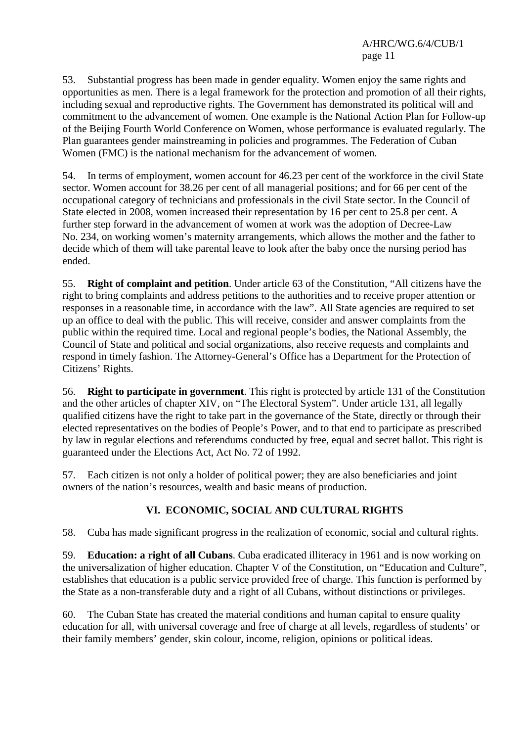53. Substantial progress has been made in gender equality. Women enjoy the same rights and opportunities as men. There is a legal framework for the protection and promotion of all their rights, including sexual and reproductive rights. The Government has demonstrated its political will and commitment to the advancement of women. One example is the National Action Plan for Follow-up of the Beijing Fourth World Conference on Women, whose performance is evaluated regularly. The Plan guarantees gender mainstreaming in policies and programmes. The Federation of Cuban Women (FMC) is the national mechanism for the advancement of women.

54. In terms of employment, women account for 46.23 per cent of the workforce in the civil State sector. Women account for 38.26 per cent of all managerial positions; and for 66 per cent of the occupational category of technicians and professionals in the civil State sector. In the Council of State elected in 2008, women increased their representation by 16 per cent to 25.8 per cent. A further step forward in the advancement of women at work was the adoption of Decree-Law No. 234, on working women's maternity arrangements, which allows the mother and the father to decide which of them will take parental leave to look after the baby once the nursing period has ended.

55. **Right of complaint and petition**. Under article 63 of the Constitution, "All citizens have the right to bring complaints and address petitions to the authorities and to receive proper attention or responses in a reasonable time, in accordance with the law". All State agencies are required to set up an office to deal with the public. This will receive, consider and answer complaints from the public within the required time. Local and regional people's bodies, the National Assembly, the Council of State and political and social organizations, also receive requests and complaints and respond in timely fashion. The Attorney-General's Office has a Department for the Protection of Citizens' Rights.

56. **Right to participate in government**. This right is protected by article 131 of the Constitution and the other articles of chapter XIV, on "The Electoral System". Under article 131, all legally qualified citizens have the right to take part in the governance of the State, directly or through their elected representatives on the bodies of People's Power, and to that end to participate as prescribed by law in regular elections and referendums conducted by free, equal and secret ballot. This right is guaranteed under the Elections Act, Act No. 72 of 1992.

57. Each citizen is not only a holder of political power; they are also beneficiaries and joint owners of the nation's resources, wealth and basic means of production.

## VI. ECONOMIC, SOCIAL AND CULTURAL RIGHTS

58. Cuba has made significant progress in the realization of economic, social and cultural rights.

59. **Education: a right of all Cubans**. Cuba eradicated illiteracy in 1961 and is now working on the universalization of higher education. Chapter V of the Constitution, on "Education and Culture", establishes that education is a public service provided free of charge. This function is performed by the State as a non-transferable duty and a right of all Cubans, without distinctions or privileges.

60. The Cuban State has created the material conditions and human capital to ensure quality education for all, with universal coverage and free of charge at all levels, regardless of students' or their family members' gender, skin colour, income, religion, opinions or political ideas.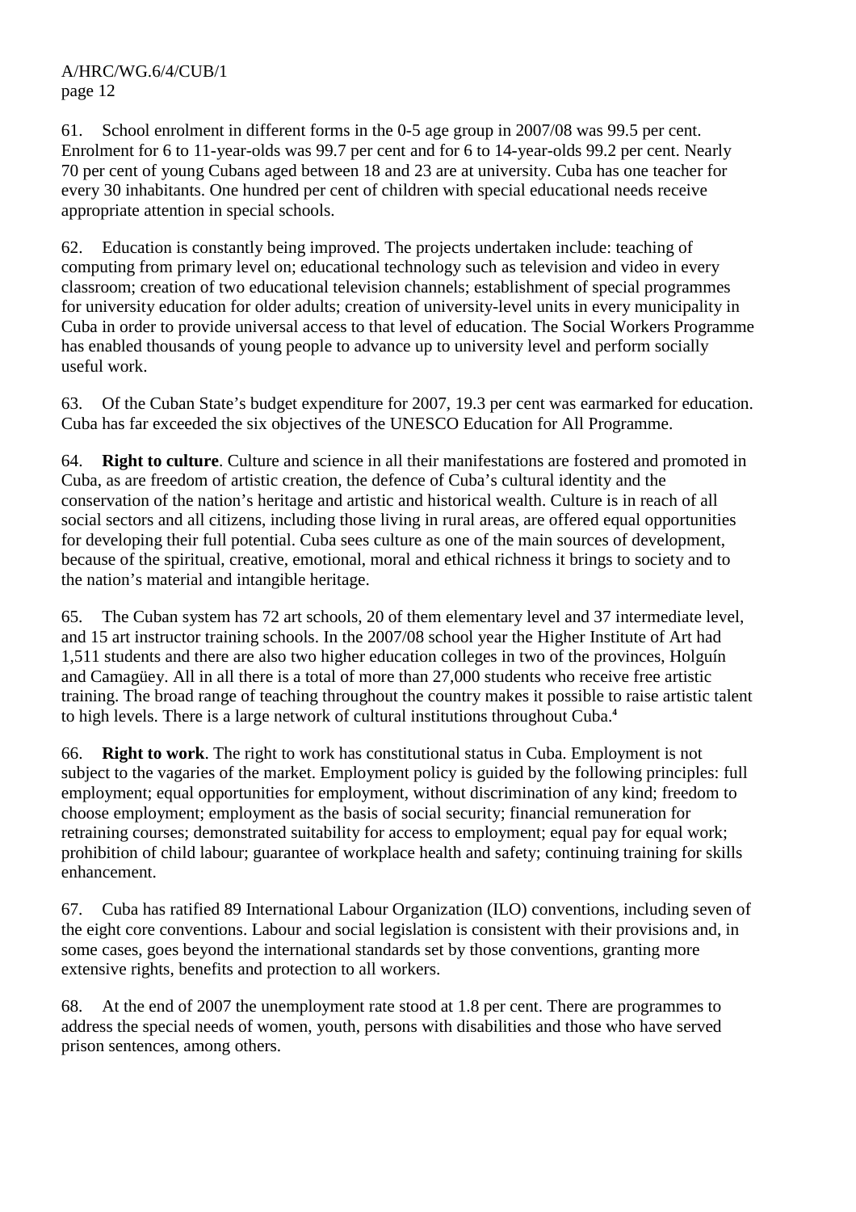61. School enrolment in different forms in the 0-5 age group in 2007/08 was 99.5 per cent. Enrolment for 6 to 11-year-olds was 99.7 per cent and for 6 to 14-year-olds 99.2 per cent. Nearly 70 per cent of young Cubans aged between 18 and 23 are at university. Cuba has one teacher for every 30 inhabitants. One hundred per cent of children with special educational needs receive appropriate attention in special schools.

62. Education is constantly being improved. The projects undertaken include: teaching of computing from primary level on; educational technology such as television and video in every classroom; creation of two educational television channels; establishment of special programmes for university education for older adults; creation of university-level units in every municipality in Cuba in order to provide universal access to that level of education. The Social Workers Programme has enabled thousands of young people to advance up to university level and perform socially useful work.

63. Of the Cuban State's budget expenditure for 2007, 19.3 per cent was earmarked for education. Cuba has far exceeded the six objectives of the UNESCO Education for All Programme.

64. **Right to culture**. Culture and science in all their manifestations are fostered and promoted in Cuba, as are freedom of artistic creation, the defence of Cuba's cultural identity and the conservation of the nation's heritage and artistic and historical wealth. Culture is in reach of all social sectors and all citizens, including those living in rural areas, are offered equal opportunities for developing their full potential. Cuba sees culture as one of the main sources of development, because of the spiritual, creative, emotional, moral and ethical richness it brings to society and to the nation's material and intangible heritage.

65. The Cuban system has 72 art schools, 20 of them elementary level and 37 intermediate level, and 15 art instructor training schools. In the 2007/08 school year the Higher Institute of Art had 1,511 students and there are also two higher education colleges in two of the provinces, Holguín and Camagüey. All in all there is a total of more than 27,000 students who receive free artistic training. The broad range of teaching throughout the country makes it possible to raise artistic talent to high levels. There is a large network of cultural institutions throughout Cuba.[4]

66. **Right to work**. The right to work has constitutional status in Cuba. Employment is not subject to the vagaries of the market. Employment policy is guided by the following principles: full employment; equal opportunities for employment, without discrimination of any kind; freedom to choose employment; employment as the basis of social security; financial remuneration for retraining courses; demonstrated suitability for access to employment; equal pay for equal work; prohibition of child labour; guarantee of workplace health and safety; continuing training for skills enhancement.

67. Cuba has ratified 89 International Labour Organization (ILO) conventions, including seven of the eight core conventions. Labour and social legislation is consistent with their provisions and, in some cases, goes beyond the international standards set by those conventions, granting more extensive rights, benefits and protection to all workers.

68. At the end of 2007 the unemployment rate stood at 1.8 per cent. There are programmes to address the special needs of women, youth, persons with disabilities and those who have served prison sentences, among others.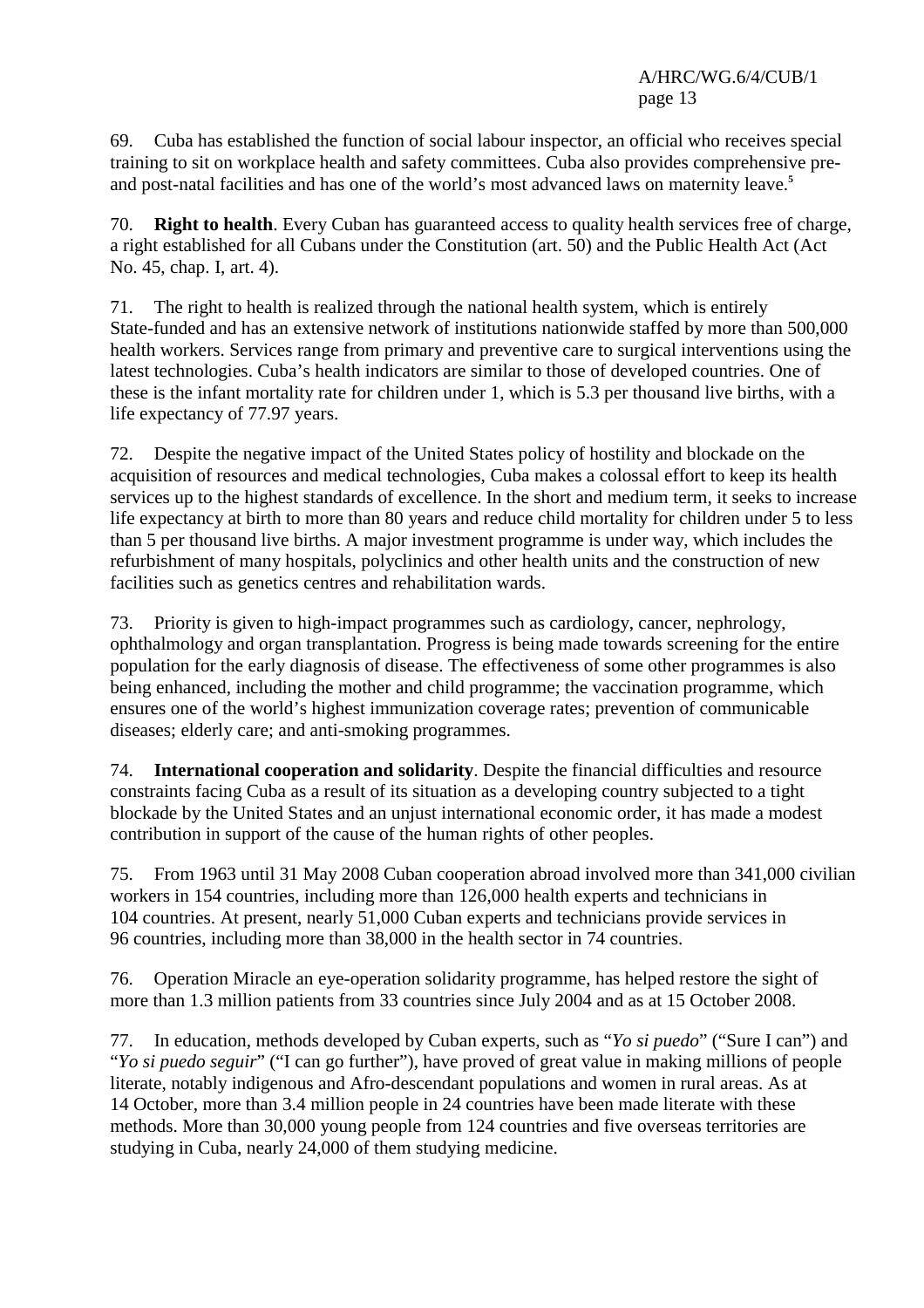69. Cuba has established the function of social labour inspector, an official who receives special training to sit on workplace health and safety committees. Cuba also provides comprehensive pre- and post-natal facilities and has one of the world's most advanced laws on maternity leave.[5]

70. **Right to health**. Every Cuban has guaranteed access to quality health services free of charge, a right established for all Cubans under the Constitution (art. 50) and the Public Health Act (Act No. 45, chap. I, art. 4).

71. The right to health is realized through the national health system, which is entirely State-funded and has an extensive network of institutions nationwide staffed by more than 500,000 health workers. Services range from primary and preventive care to surgical interventions using the latest technologies. Cuba's health indicators are similar to those of developed countries. One of these is the infant mortality rate for children under 1, which is 5.3 per thousand live births, with a life expectancy of 77.97 years.

72. Despite the negative impact of the United States policy of hostility and blockade on the acquisition of resources and medical technologies, Cuba makes a colossal effort to keep its health services up to the highest standards of excellence. In the short and medium term, it seeks to increase life expectancy at birth to more than 80 years and reduce child mortality for children under 5 to less than 5 per thousand live births. A major investment programme is under way, which includes the refurbishment of many hospitals, polyclinics and other health units and the construction of new facilities such as genetics centres and rehabilitation wards.

73. Priority is given to high-impact programmes such as cardiology, cancer, nephrology, ophthalmology and organ transplantation. Progress is being made towards screening for the entire population for the early diagnosis of disease. The effectiveness of some other programmes is also being enhanced, including the mother and child programme; the vaccination programme, which ensures one of the world's highest immunization coverage rates; prevention of communicable diseases; elderly care; and anti-smoking programmes.

74. **International cooperation and solidarity**. Despite the financial difficulties and resource constraints facing Cuba as a result of its situation as a developing country subjected to a tight blockade by the United States and an unjust international economic order, it has made a modest contribution in support of the cause of the human rights of other peoples.

75. From 1963 until 31 May 2008 Cuban cooperation abroad involved more than 341,000 civilian workers in 154 countries, including more than 126,000 health experts and technicians in 104 countries. At present, nearly 51,000 Cuban experts and technicians provide services in 96 countries, including more than 38,000 in the health sector in 74 countries.

76. Operation Miracle an eye-operation solidarity programme, has helped restore the sight of more than 1.3 million patients from 33 countries since July 2004 and as at 15 October 2008.

77. In education, methods developed by Cuban experts, such as "*Yo si puedo*" ("Sure I can") and "*Yo si puedo seguir*" ("I can go further"), have proved of great value in making millions of people literate, notably indigenous and Afro-descendant populations and women in rural areas. As at 14 October, more than 3.4 million people in 24 countries have been made literate with these methods. More than 30,000 young people from 124 countries and five overseas territories are studying in Cuba, nearly 24,000 of them studying medicine.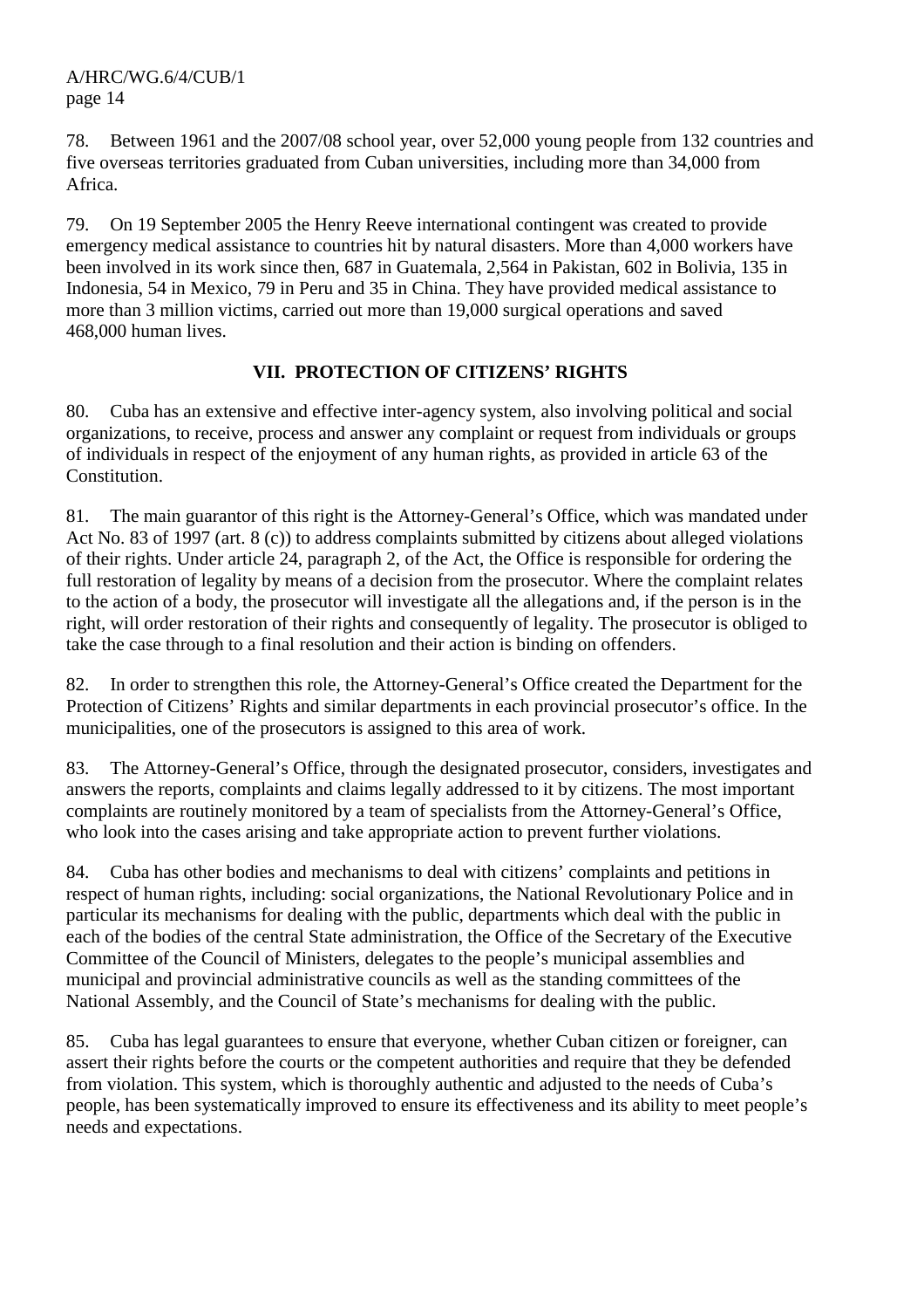78. Between 1961 and the 2007/08 school year, over 52,000 young people from 132 countries and five overseas territories graduated from Cuban universities, including more than 34,000 from Africa.

79. On 19 September 2005 the Henry Reeve international contingent was created to provide emergency medical assistance to countries hit by natural disasters. More than 4,000 workers have been involved in its work since then, 687 in Guatemala, 2,564 in Pakistan, 602 in Bolivia, 135 in Indonesia, 54 in Mexico, 79 in Peru and 35 in China. They have provided medical assistance to more than 3 million victims, carried out more than 19,000 surgical operations and saved 468,000 human lives.

## VII. PROTECTION OF CITIZENS' RIGHTS

80. Cuba has an extensive and effective inter-agency system, also involving political and social organizations, to receive, process and answer any complaint or request from individuals or groups of individuals in respect of the enjoyment of any human rights, as provided in article 63 of the Constitution.

81. The main guarantor of this right is the Attorney-General's Office, which was mandated under Act No. 83 of 1997 (art. 8 (c)) to address complaints submitted by citizens about alleged violations of their rights. Under article 24, paragraph 2, of the Act, the Office is responsible for ordering the full restoration of legality by means of a decision from the prosecutor. Where the complaint relates to the action of a body, the prosecutor will investigate all the allegations and, if the person is in the right, will order restoration of their rights and consequently of legality. The prosecutor is obliged to take the case through to a final resolution and their action is binding on offenders.

82. In order to strengthen this role, the Attorney-General's Office created the Department for the Protection of Citizens' Rights and similar departments in each provincial prosecutor's office. In the municipalities, one of the prosecutors is assigned to this area of work.

83. The Attorney-General's Office, through the designated prosecutor, considers, investigates and answers the reports, complaints and claims legally addressed to it by citizens. The most important complaints are routinely monitored by a team of specialists from the Attorney-General's Office, who look into the cases arising and take appropriate action to prevent further violations.

84. Cuba has other bodies and mechanisms to deal with citizens' complaints and petitions in respect of human rights, including: social organizations, the National Revolutionary Police and in particular its mechanisms for dealing with the public, departments which deal with the public in each of the bodies of the central State administration, the Office of the Secretary of the Executive Committee of the Council of Ministers, delegates to the people's municipal assemblies and municipal and provincial administrative councils as well as the standing committees of the National Assembly, and the Council of State's mechanisms for dealing with the public.

85. Cuba has legal guarantees to ensure that everyone, whether Cuban citizen or foreigner, can assert their rights before the courts or the competent authorities and require that they be defended from violation. This system, which is thoroughly authentic and adjusted to the needs of Cuba's people, has been systematically improved to ensure its effectiveness and its ability to meet people's needs and expectations.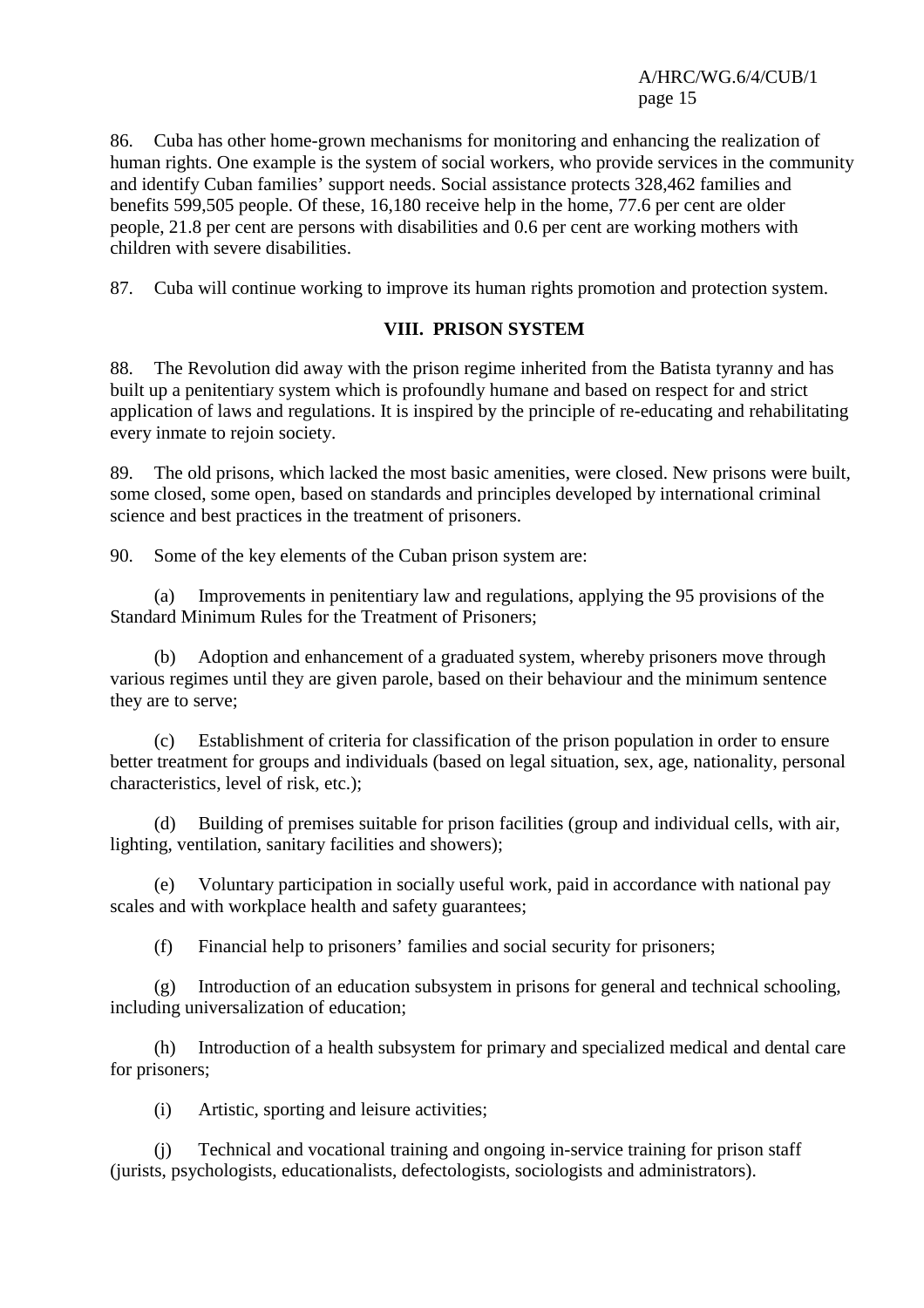86. Cuba has other home-grown mechanisms for monitoring and enhancing the realization of human rights. One example is the system of social workers, who provide services in the community and identify Cuban families' support needs. Social assistance protects 328,462 families and benefits 599,505 people. Of these, 16,180 receive help in the home, 77.6 per cent are older people, 21.8 per cent are persons with disabilities and 0.6 per cent are working mothers with children with severe disabilities.

87. Cuba will continue working to improve its human rights promotion and protection system.

## VIII. PRISON SYSTEM

88. The Revolution did away with the prison regime inherited from the Batista tyranny and has built up a penitentiary system which is profoundly humane and based on respect for and strict application of laws and regulations. It is inspired by the principle of re-educating and rehabilitating every inmate to rejoin society.

89. The old prisons, which lacked the most basic amenities, were closed. New prisons were built, some closed, some open, based on standards and principles developed by international criminal science and best practices in the treatment of prisoners.

90. Some of the key elements of the Cuban prison system are:

(a) Improvements in penitentiary law and regulations, applying the 95 provisions of the Standard Minimum Rules for the Treatment of Prisoners;

(b) Adoption and enhancement of a graduated system, whereby prisoners move through various regimes until they are given parole, based on their behaviour and the minimum sentence they are to serve;

(c) Establishment of criteria for classification of the prison population in order to ensure better treatment for groups and individuals (based on legal situation, sex, age, nationality, personal characteristics, level of risk, etc.);

(d) Building of premises suitable for prison facilities (group and individual cells, with air, lighting, ventilation, sanitary facilities and showers);

(e) Voluntary participation in socially useful work, paid in accordance with national pay scales and with workplace health and safety guarantees;

(f) Financial help to prisoners' families and social security for prisoners;

(g) Introduction of an education subsystem in prisons for general and technical schooling, including universalization of education;

(h) Introduction of a health subsystem for primary and specialized medical and dental care for prisoners;

(i) Artistic, sporting and leisure activities;

(j) Technical and vocational training and ongoing in-service training for prison staff (jurists, psychologists, educationalists, defectologists, sociologists and administrators).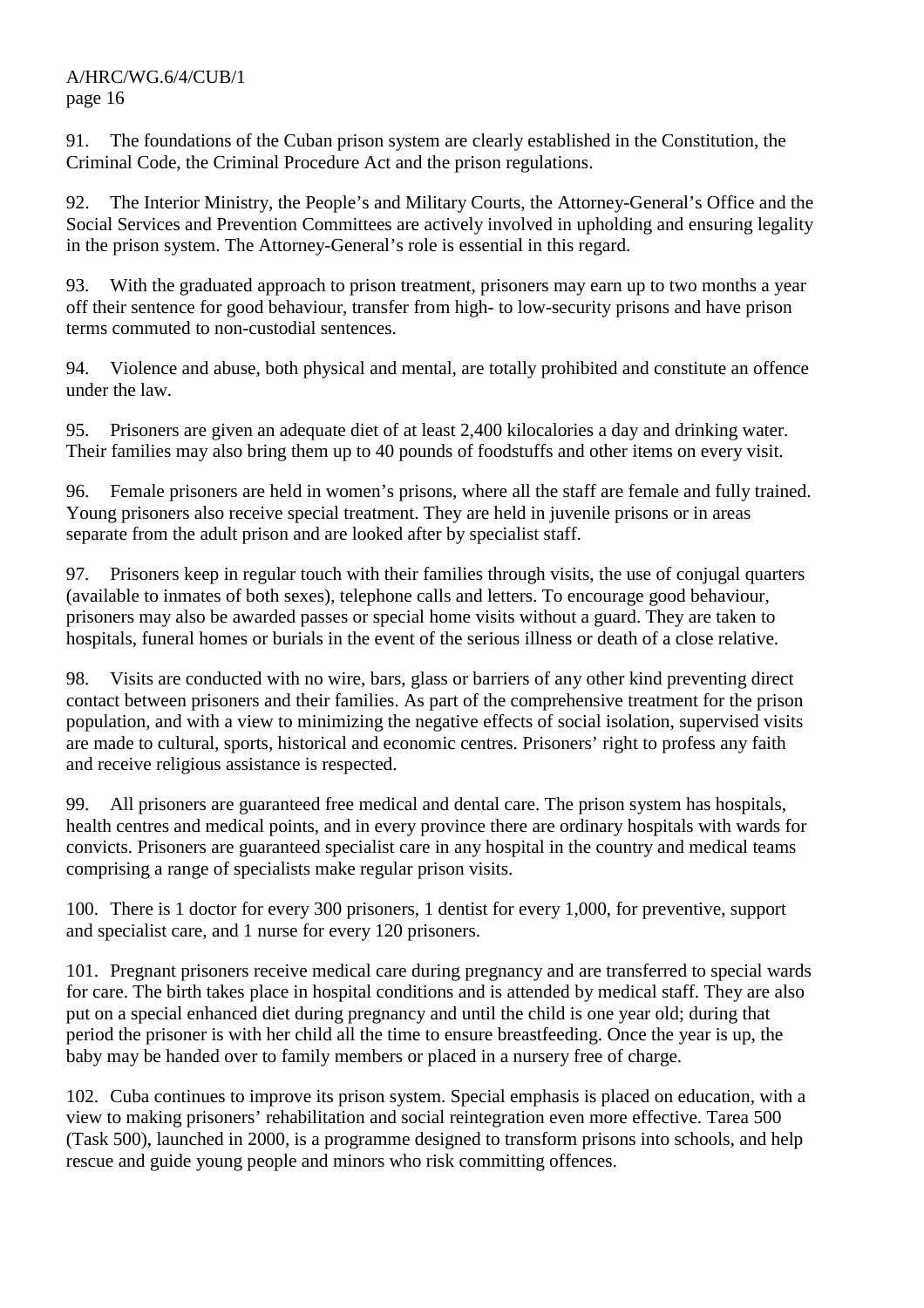91. The foundations of the Cuban prison system are clearly established in the Constitution, the Criminal Code, the Criminal Procedure Act and the prison regulations.

92. The Interior Ministry, the People's and Military Courts, the Attorney-General's Office and the Social Services and Prevention Committees are actively involved in upholding and ensuring legality in the prison system. The Attorney-General's role is essential in this regard.

93. With the graduated approach to prison treatment, prisoners may earn up to two months a year off their sentence for good behaviour, transfer from high- to low-security prisons and have prison terms commuted to non-custodial sentences.

94. Violence and abuse, both physical and mental, are totally prohibited and constitute an offence under the law.

95. Prisoners are given an adequate diet of at least 2,400 kilocalories a day and drinking water. Their families may also bring them up to 40 pounds of foodstuffs and other items on every visit.

96. Female prisoners are held in women's prisons, where all the staff are female and fully trained. Young prisoners also receive special treatment. They are held in juvenile prisons or in areas separate from the adult prison and are looked after by specialist staff.

97. Prisoners keep in regular touch with their families through visits, the use of conjugal quarters (available to inmates of both sexes), telephone calls and letters. To encourage good behaviour, prisoners may also be awarded passes or special home visits without a guard. They are taken to hospitals, funeral homes or burials in the event of the serious illness or death of a close relative.

98. Visits are conducted with no wire, bars, glass or barriers of any other kind preventing direct contact between prisoners and their families. As part of the comprehensive treatment for the prison population, and with a view to minimizing the negative effects of social isolation, supervised visits are made to cultural, sports, historical and economic centres. Prisoners' right to profess any faith and receive religious assistance is respected.

99. All prisoners are guaranteed free medical and dental care. The prison system has hospitals, health centres and medical points, and in every province there are ordinary hospitals with wards for convicts. Prisoners are guaranteed specialist care in any hospital in the country and medical teams comprising a range of specialists make regular prison visits.

100. There is 1 doctor for every 300 prisoners, 1 dentist for every 1,000, for preventive, support and specialist care, and 1 nurse for every 120 prisoners.

101. Pregnant prisoners receive medical care during pregnancy and are transferred to special wards for care. The birth takes place in hospital conditions and is attended by medical staff. They are also put on a special enhanced diet during pregnancy and until the child is one year old; during that period the prisoner is with her child all the time to ensure breastfeeding. Once the year is up, the baby may be handed over to family members or placed in a nursery free of charge.

102. Cuba continues to improve its prison system. Special emphasis is placed on education, with a view to making prisoners' rehabilitation and social reintegration even more effective. Tarea 500 (Task 500), launched in 2000, is a programme designed to transform prisons into schools, and help rescue and guide young people and minors who risk committing offences.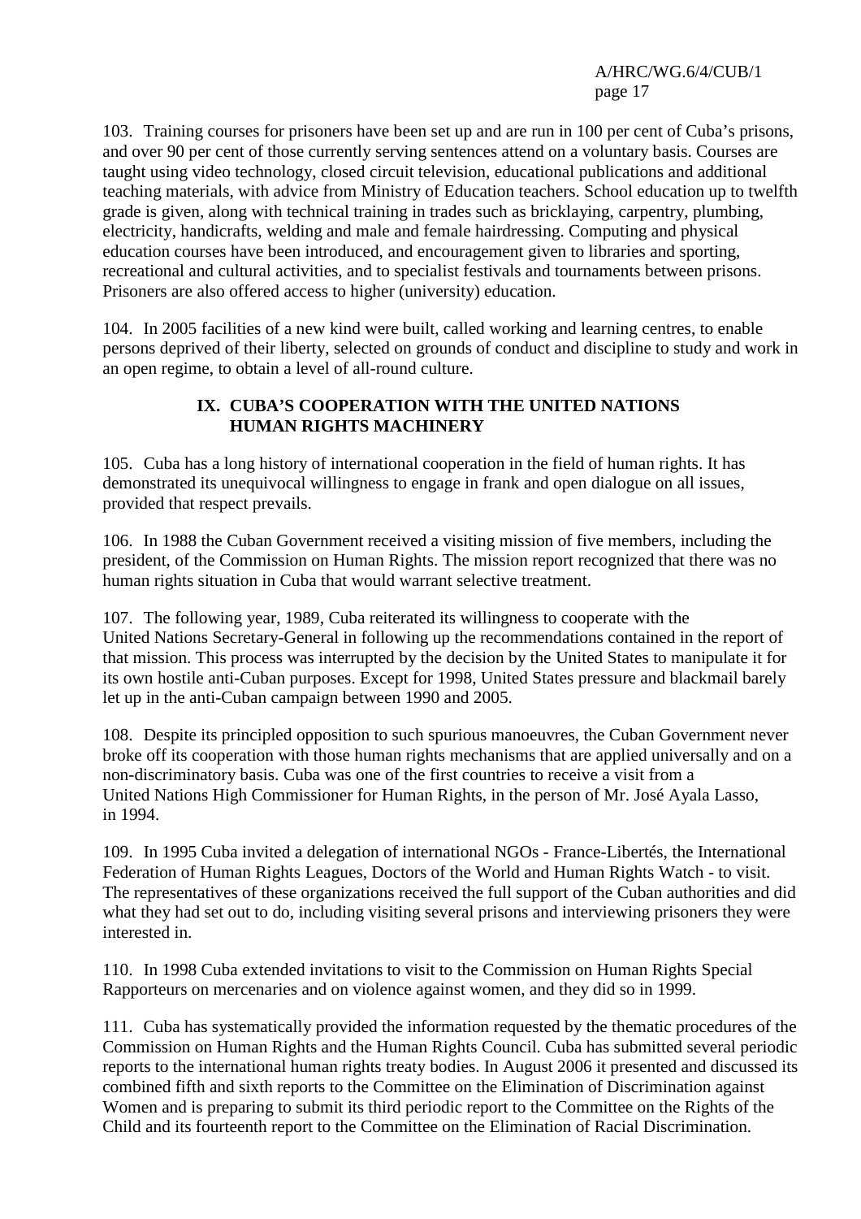103. Training courses for prisoners have been set up and are run in 100 per cent of Cuba's prisons, and over 90 per cent of those currently serving sentences attend on a voluntary basis. Courses are taught using video technology, closed circuit television, educational publications and additional teaching materials, with advice from Ministry of Education teachers. School education up to twelfth grade is given, along with technical training in trades such as bricklaying, carpentry, plumbing, electricity, handicrafts, welding and male and female hairdressing. Computing and physical education courses have been introduced, and encouragement given to libraries and sporting, recreational and cultural activities, and to specialist festivals and tournaments between prisons. Prisoners are also offered access to higher (university) education.

104. In 2005 facilities of a new kind were built, called working and learning centres, to enable persons deprived of their liberty, selected on grounds of conduct and discipline to study and work in an open regime, to obtain a level of all-round culture.

## IX. CUBA'S COOPERATION WITH THE UNITED NATIONS HUMAN RIGHTS MACHINERY

105. Cuba has a long history of international cooperation in the field of human rights. It has demonstrated its unequivocal willingness to engage in frank and open dialogue on all issues, provided that respect prevails.

106. In 1988 the Cuban Government received a visiting mission of five members, including the president, of the Commission on Human Rights. The mission report recognized that there was no human rights situation in Cuba that would warrant selective treatment.

107. The following year, 1989, Cuba reiterated its willingness to cooperate with the United Nations Secretary-General in following up the recommendations contained in the report of that mission. This process was interrupted by the decision by the United States to manipulate it for its own hostile anti-Cuban purposes. Except for 1998, United States pressure and blackmail barely let up in the anti-Cuban campaign between 1990 and 2005.

108. Despite its principled opposition to such spurious manoeuvres, the Cuban Government never broke off its cooperation with those human rights mechanisms that are applied universally and on a non-discriminatory basis. Cuba was one of the first countries to receive a visit from a United Nations High Commissioner for Human Rights, in the person of Mr. José Ayala Lasso, in 1994.

109. In 1995 Cuba invited a delegation of international NGOs - France-Libertés, the International Federation of Human Rights Leagues, Doctors of the World and Human Rights Watch - to visit. The representatives of these organizations received the full support of the Cuban authorities and did what they had set out to do, including visiting several prisons and interviewing prisoners they were interested in.

110. In 1998 Cuba extended invitations to visit to the Commission on Human Rights Special Rapporteurs on mercenaries and on violence against women, and they did so in 1999.

111. Cuba has systematically provided the information requested by the thematic procedures of the Commission on Human Rights and the Human Rights Council. Cuba has submitted several periodic reports to the international human rights treaty bodies. In August 2006 it presented and discussed its combined fifth and sixth reports to the Committee on the Elimination of Discrimination against Women and is preparing to submit its third periodic report to the Committee on the Rights of the Child and its fourteenth report to the Committee on the Elimination of Racial Discrimination.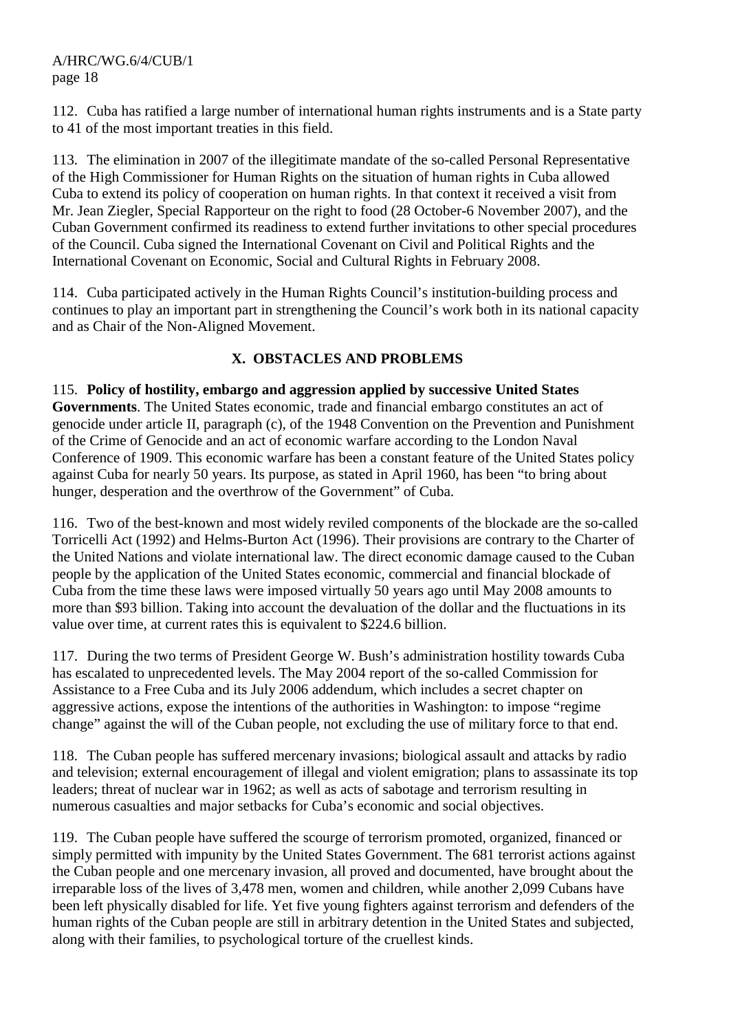112. Cuba has ratified a large number of international human rights instruments and is a State party to 41 of the most important treaties in this field.

113. The elimination in 2007 of the illegitimate mandate of the so-called Personal Representative of the High Commissioner for Human Rights on the situation of human rights in Cuba allowed Cuba to extend its policy of cooperation on human rights. In that context it received a visit from Mr. Jean Ziegler, Special Rapporteur on the right to food (28 October-6 November 2007), and the Cuban Government confirmed its readiness to extend further invitations to other special procedures of the Council. Cuba signed the International Covenant on Civil and Political Rights and the International Covenant on Economic, Social and Cultural Rights in February 2008.

114. Cuba participated actively in the Human Rights Council's institution-building process and continues to play an important part in strengthening the Council's work both in its national capacity and as Chair of the Non-Aligned Movement.

## X. OBSTACLES AND PROBLEMS

115. **Policy of hostility, embargo and aggression applied by successive United States Governments**. The United States economic, trade and financial embargo constitutes an act of genocide under article II, paragraph (c), of the 1948 Convention on the Prevention and Punishment of the Crime of Genocide and an act of economic warfare according to the London Naval Conference of 1909. This economic warfare has been a constant feature of the United States policy against Cuba for nearly 50 years. Its purpose, as stated in April 1960, has been "to bring about hunger, desperation and the overthrow of the Government" of Cuba.

116. Two of the best-known and most widely reviled components of the blockade are the so-called Torricelli Act (1992) and Helms-Burton Act (1996). Their provisions are contrary to the Charter of the United Nations and violate international law. The direct economic damage caused to the Cuban people by the application of the United States economic, commercial and financial blockade of Cuba from the time these laws were imposed virtually 50 years ago until May 2008 amounts to more than $93 billion. Taking into account the devaluation of the dollar and the fluctuations in its value over time, at current rates this is equivalent to $224.6 billion.

117. During the two terms of President George W. Bush's administration hostility towards Cuba has escalated to unprecedented levels. The May 2004 report of the so-called Commission for Assistance to a Free Cuba and its July 2006 addendum, which includes a secret chapter on aggressive actions, expose the intentions of the authorities in Washington: to impose "regime change" against the will of the Cuban people, not excluding the use of military force to that end.

118. The Cuban people has suffered mercenary invasions; biological assault and attacks by radio and television; external encouragement of illegal and violent emigration; plans to assassinate its top leaders; threat of nuclear war in 1962; as well as acts of sabotage and terrorism resulting in numerous casualties and major setbacks for Cuba's economic and social objectives.

119. The Cuban people have suffered the scourge of terrorism promoted, organized, financed or simply permitted with impunity by the United States Government. The 681 terrorist actions against the Cuban people and one mercenary invasion, all proved and documented, have brought about the irreparable loss of the lives of 3,478 men, women and children, while another 2,099 Cubans have been left physically disabled for life. Yet five young fighters against terrorism and defenders of the human rights of the Cuban people are still in arbitrary detention in the United States and subjected, along with their families, to psychological torture of the cruellest kinds.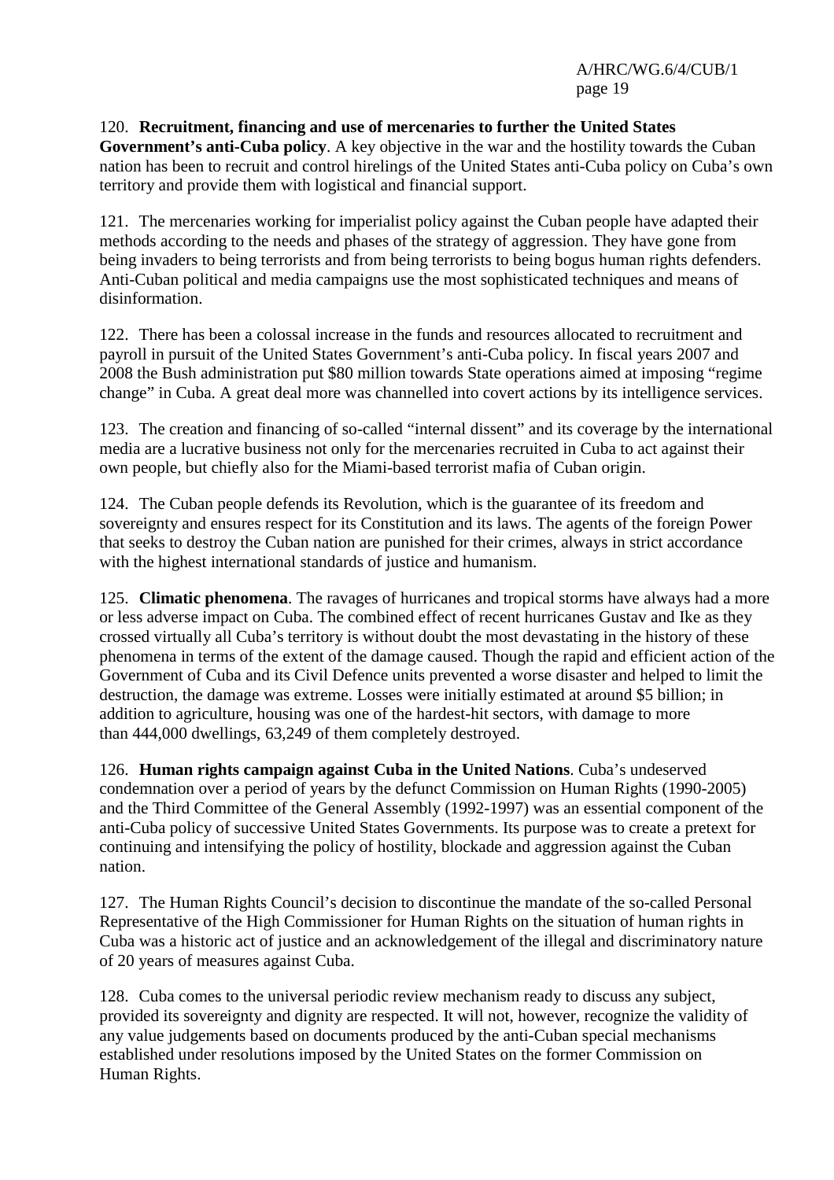120. **Recruitment, financing and use of mercenaries to further the United States Government's anti-Cuba policy**. A key objective in the war and the hostility towards the Cuban nation has been to recruit and control hirelings of the United States anti-Cuba policy on Cuba's own territory and provide them with logistical and financial support.

121. The mercenaries working for imperialist policy against the Cuban people have adapted their methods according to the needs and phases of the strategy of aggression. They have gone from being invaders to being terrorists and from being terrorists to being bogus human rights defenders. Anti-Cuban political and media campaigns use the most sophisticated techniques and means of disinformation.

122. There has been a colossal increase in the funds and resources allocated to recruitment and payroll in pursuit of the United States Government's anti-Cuba policy. In fiscal years 2007 and 2008 the Bush administration put $80 million towards State operations aimed at imposing "regime change" in Cuba. A great deal more was channelled into covert actions by its intelligence services.

123. The creation and financing of so-called "internal dissent" and its coverage by the international media are a lucrative business not only for the mercenaries recruited in Cuba to act against their own people, but chiefly also for the Miami-based terrorist mafia of Cuban origin.

124. The Cuban people defends its Revolution, which is the guarantee of its freedom and sovereignty and ensures respect for its Constitution and its laws. The agents of the foreign Power that seeks to destroy the Cuban nation are punished for their crimes, always in strict accordance with the highest international standards of justice and humanism.

125. **Climatic phenomena**. The ravages of hurricanes and tropical storms have always had a more or less adverse impact on Cuba. The combined effect of recent hurricanes Gustav and Ike as they crossed virtually all Cuba's territory is without doubt the most devastating in the history of these phenomena in terms of the extent of the damage caused. Though the rapid and efficient action of the Government of Cuba and its Civil Defence units prevented a worse disaster and helped to limit the destruction, the damage was extreme. Losses were initially estimated at around $5 billion; in addition to agriculture, housing was one of the hardest-hit sectors, with damage to more than 444,000 dwellings, 63,249 of them completely destroyed.

126. **Human rights campaign against Cuba in the United Nations**. Cuba's undeserved condemnation over a period of years by the defunct Commission on Human Rights (1990-2005) and the Third Committee of the General Assembly (1992-1997) was an essential component of the anti-Cuba policy of successive United States Governments. Its purpose was to create a pretext for continuing and intensifying the policy of hostility, blockade and aggression against the Cuban nation.

127. The Human Rights Council's decision to discontinue the mandate of the so-called Personal Representative of the High Commissioner for Human Rights on the situation of human rights in Cuba was a historic act of justice and an acknowledgement of the illegal and discriminatory nature of 20 years of measures against Cuba.

128. Cuba comes to the universal periodic review mechanism ready to discuss any subject, provided its sovereignty and dignity are respected. It will not, however, recognize the validity of any value judgements based on documents produced by the anti-Cuban special mechanisms established under resolutions imposed by the United States on the former Commission on Human Rights.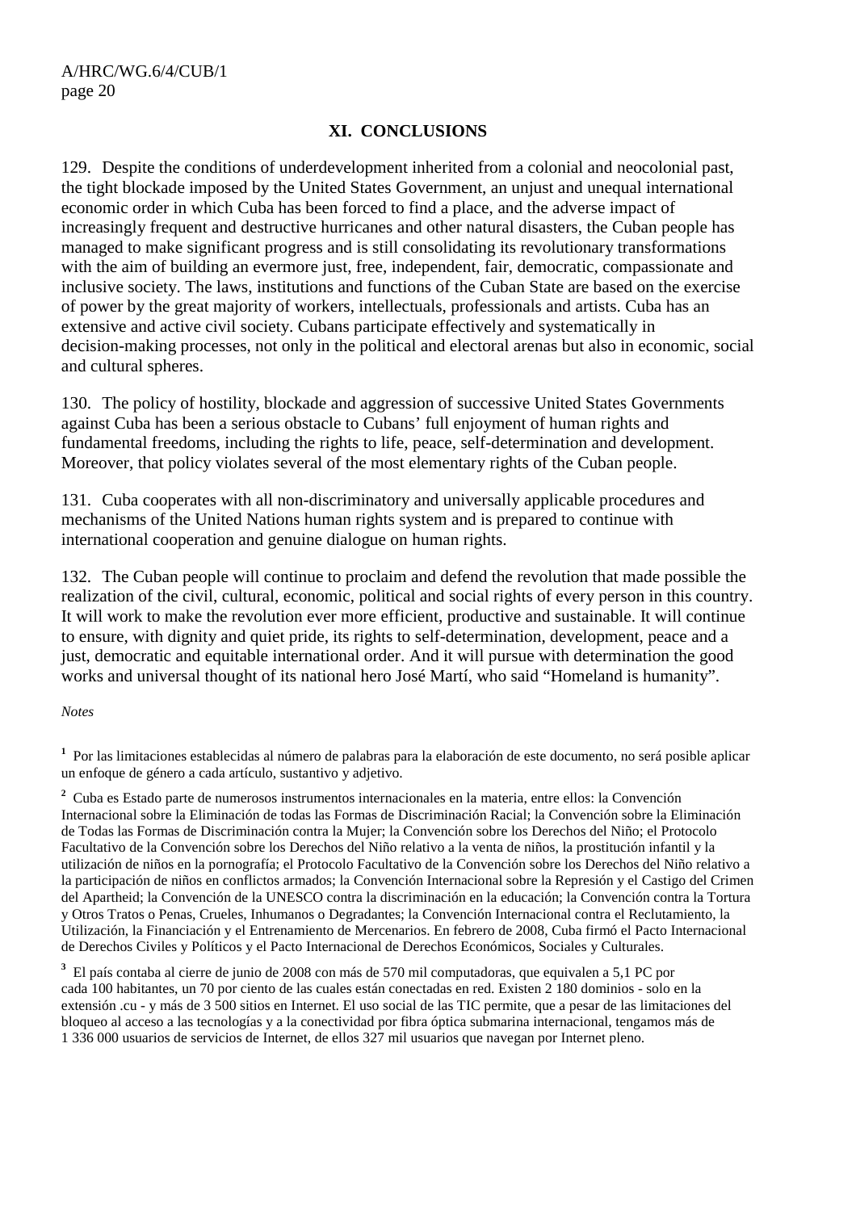## XI. CONCLUSIONS

129. Despite the conditions of underdevelopment inherited from a colonial and neocolonial past, the tight blockade imposed by the United States Government, an unjust and unequal international economic order in which Cuba has been forced to find a place, and the adverse impact of increasingly frequent and destructive hurricanes and other natural disasters, the Cuban people has managed to make significant progress and is still consolidating its revolutionary transformations with the aim of building an evermore just, free, independent, fair, democratic, compassionate and inclusive society. The laws, institutions and functions of the Cuban State are based on the exercise of power by the great majority of workers, intellectuals, professionals and artists. Cuba has an extensive and active civil society. Cubans participate effectively and systematically in decision-making processes, not only in the political and electoral arenas but also in economic, social and cultural spheres.

130. The policy of hostility, blockade and aggression of successive United States Governments against Cuba has been a serious obstacle to Cubans' full enjoyment of human rights and fundamental freedoms, including the rights to life, peace, self-determination and development. Moreover, that policy violates several of the most elementary rights of the Cuban people.

131. Cuba cooperates with all non-discriminatory and universally applicable procedures and mechanisms of the United Nations human rights system and is prepared to continue with international cooperation and genuine dialogue on human rights.

132. The Cuban people will continue to proclaim and defend the revolution that made possible the realization of the civil, cultural, economic, political and social rights of every person in this country. It will work to make the revolution ever more efficient, productive and sustainable. It will continue to ensure, with dignity and quiet pride, its rights to self-determination, development, peace and a just, democratic and equitable international order. And it will pursue with determination the good works and universal thought of its national hero José Martí, who said "Homeland is humanity".

*Notes*

[1] Por las limitaciones establecidas al número de palabras para la elaboración de este documento, no será posible aplicar un enfoque de género a cada artículo, sustantivo y adjetivo.

[2] Cuba es Estado parte de numerosos instrumentos internacionales en la materia, entre ellos: la Convención Internacional sobre la Eliminación de todas las Formas de Discriminación Racial; la Convención sobre la Eliminación de Todas las Formas de Discriminación contra la Mujer; la Convención sobre los Derechos del Niño; el Protocolo Facultativo de la Convención sobre los Derechos del Niño relativo a la venta de niños, la prostitución infantil y la utilización de niños en la pornografía; el Protocolo Facultativo de la Convención sobre los Derechos del Niño relativo a la participación de niños en conflictos armados; la Convención Internacional sobre la Represión y el Castigo del Crimen del Apartheid; la Convención de la UNESCO contra la discriminación en la educación; la Convención contra la Tortura y Otros Tratos o Penas, Crueles, Inhumanos o Degradantes; la Convención Internacional contra el Reclutamiento, la Utilización, la Financiación y el Entrenamiento de Mercenarios. En febrero de 2008, Cuba firmó el Pacto Internacional de Derechos Civiles y Políticos y el Pacto Internacional de Derechos Económicos, Sociales y Culturales.

[3] El país contaba al cierre de junio de 2008 con más de 570 mil computadoras, que equivalen a 5,1 PC por cada 100 habitantes, un 70 por ciento de las cuales están conectadas en red. Existen 2 180 dominios - solo en la extensión .cu - y más de 3 500 sitios en Internet. El uso social de las TIC permite, que a pesar de las limitaciones del bloqueo al acceso a las tecnologías y a la conectividad por fibra óptica submarina internacional, tengamos más de 1 336 000 usuarios de servicios de Internet, de ellos 327 mil usuarios que navegan por Internet pleno.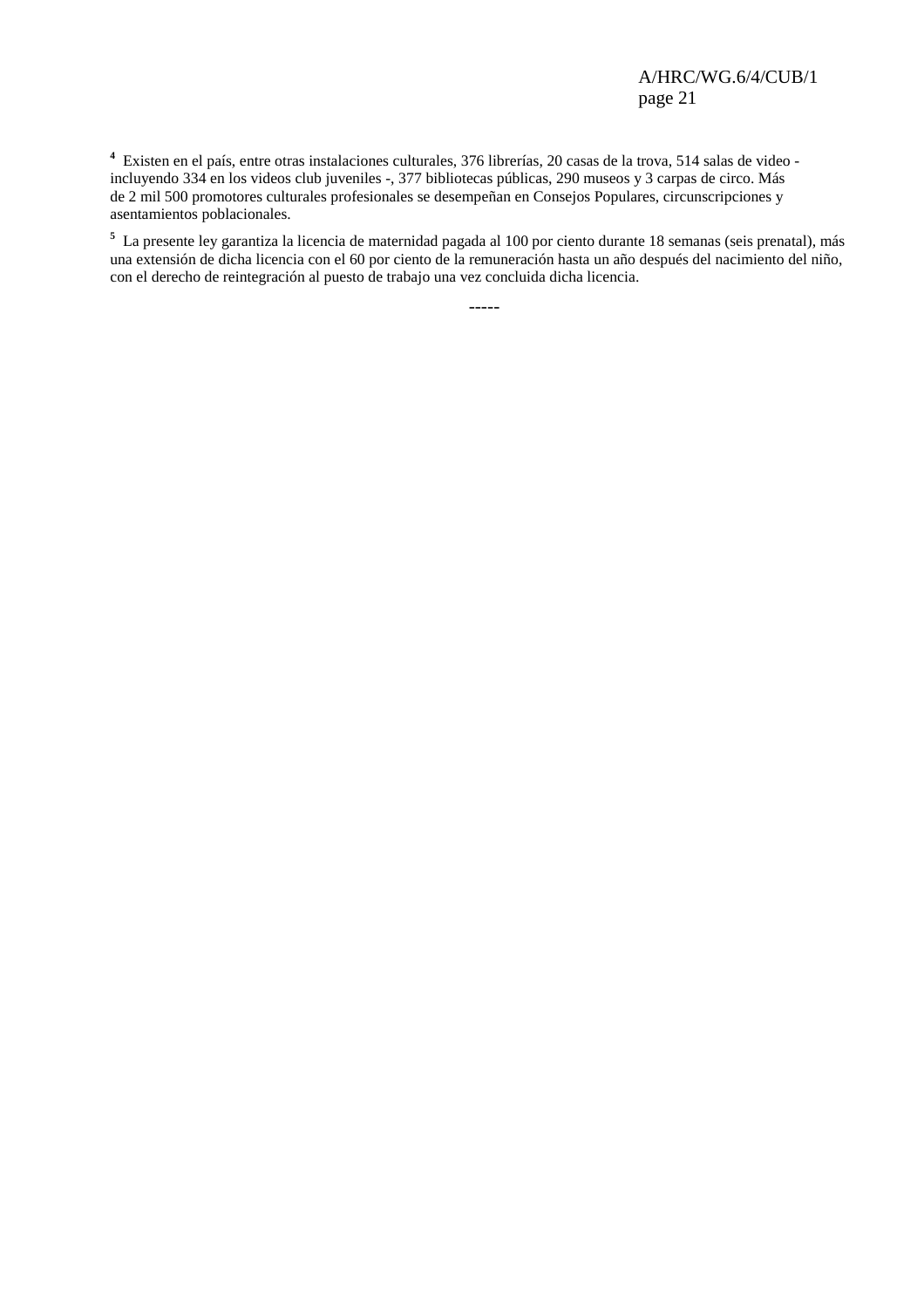[4] Existen en el país, entre otras instalaciones culturales, 376 librerías, 20 casas de la trova, 514 salas de video - incluyendo 334 en los videos club juveniles -, 377 bibliotecas públicas, 290 museos y 3 carpas de circo. Más de 2 mil 500 promotores culturales profesionales se desempeñan en Consejos Populares, circunscripciones y asentamientos poblacionales.

[5] La presente ley garantiza la licencia de maternidad pagada al 100 por ciento durante 18 semanas (seis prenatal), más una extensión de dicha licencia con el 60 por ciento de la remuneración hasta un año después del nacimiento del niño, con el derecho de reintegración al puesto de trabajo una vez concluida dicha licencia.

-----